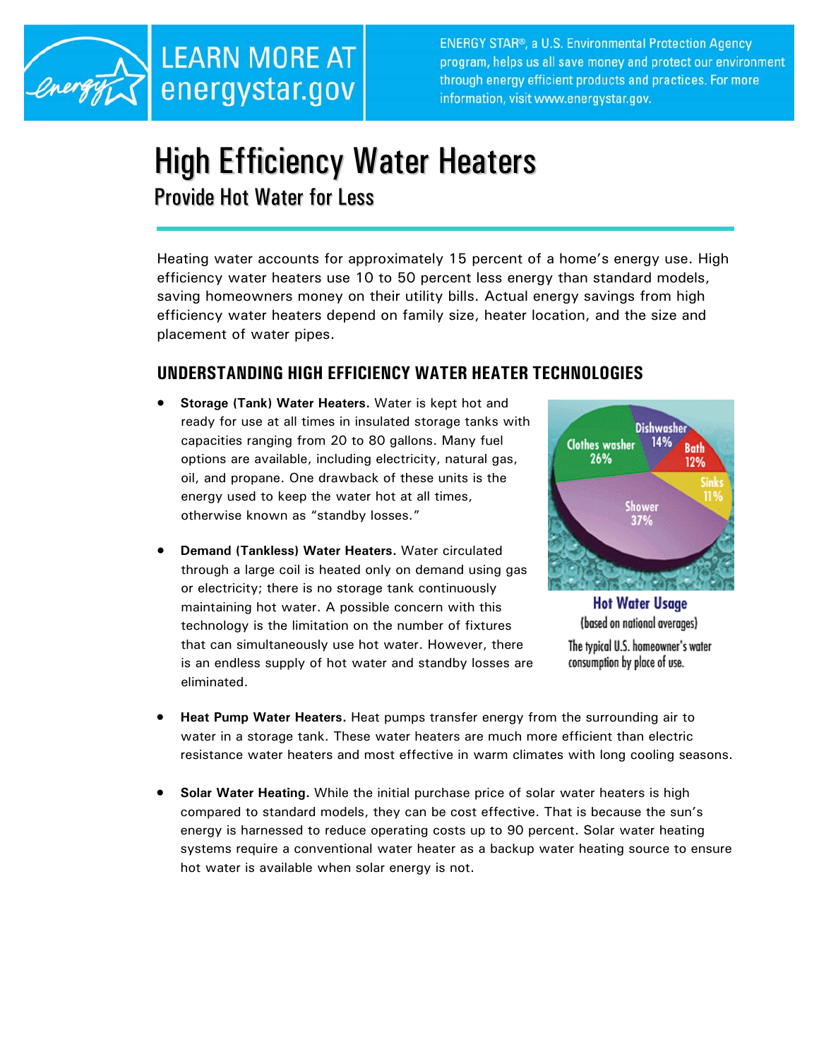LEARN MORE AT energystar.gov

ENERGY STAR®, a U.S. Environmental Protection Agency program, helps us all save money and protect our environment through energy efficient products and practices. For more information, visit www.energystar.gov.

# High Efficiency Water Heaters

## Provide Hot Water for Less

Heating water accounts for approximately 15 percent of a home's energy use. High efficiency water heaters use 10 to 50 percent less energy than standard models, saving homeowners money on their utility bills. Actual energy savings from high efficiency water heaters depend on family size, heater location, and the size and placement of water pipes.

## UNDERSTANDING HIGH EFFICIENCY WATER HEATER TECHNOLOGIES

- **Storage (Tank) Water Heaters.** Water is kept hot and ready for use at all times in insulated storage tanks with capacities ranging from 20 to 80 gallons. Many fuel options are available, including electricity, natural gas, oil, and propane. One drawback of these units is the energy used to keep the water hot at all times, otherwise known as "standby losses."

- **Demand (Tankless) Water Heaters.** Water circulated through a large coil is heated only on demand using gas or electricity; there is no storage tank continuously maintaining hot water. A possible concern with this technology is the limitation on the number of fixtures that can simultaneously use hot water. However, there is an endless supply of hot water and standby losses are eliminated.

Dishwasher 14%, Clothes washer 26%, Bath 12%, Sinks 11%, Shower 37%

**Hot Water Usage**
(based on national averages)
The typical U.S. homeowner's water consumption by place of use.

- **Heat Pump Water Heaters.** Heat pumps transfer energy from the surrounding air to water in a storage tank. These water heaters are much more efficient than electric resistance water heaters and most effective in warm climates with long cooling seasons.

- **Solar Water Heating.** While the initial purchase price of solar water heaters is high compared to standard models, they can be cost effective. That is because the sun's energy is harnessed to reduce operating costs up to 90 percent. Solar water heating systems require a conventional water heater as a backup water heating source to ensure hot water is available when solar energy is not.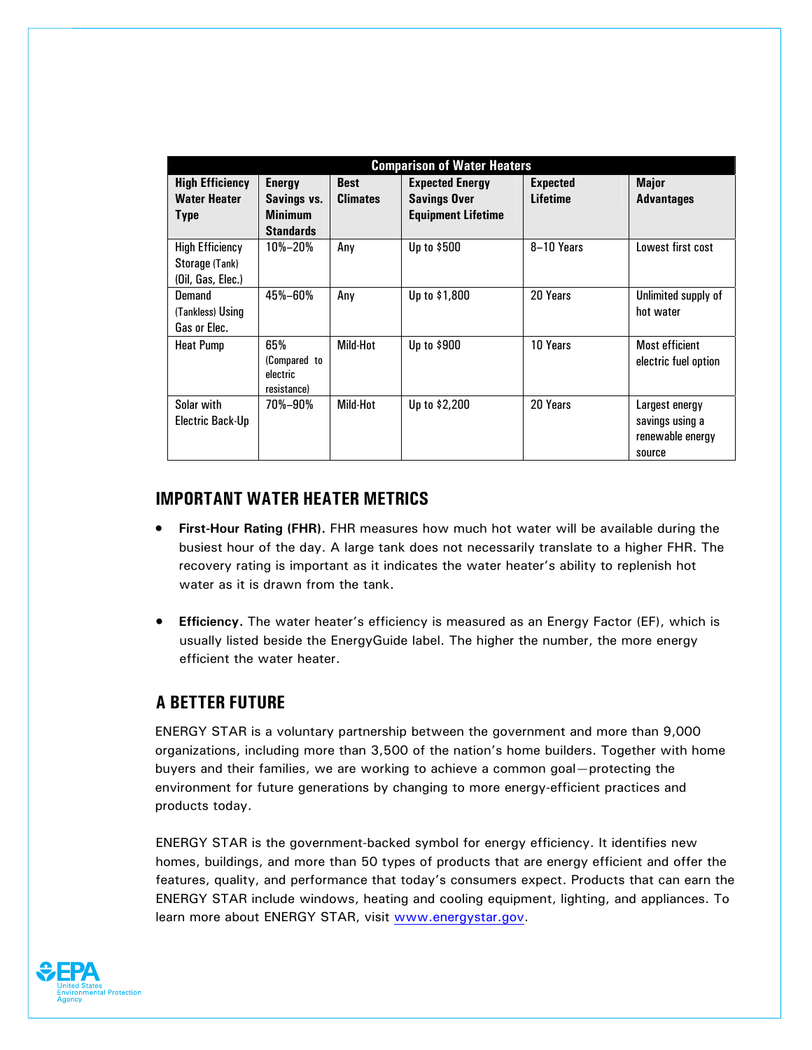| Comparison of Water Heaters | | | | | |
|---|---|---|---|---|---|
| **High Efficiency Water Heater Type** | **Energy Savings vs. Minimum Standards** | **Best Climates** | **Expected Energy Savings Over Equipment Lifetime** | **Expected Lifetime** | **Major Advantages** |
| High Efficiency Storage (Tank) (Oil, Gas, Elec.) | 10%–20% | Any | Up to $500 | 8–10 Years | Lowest first cost |
| Demand (Tankless) Using Gas or Elec. | 45%–60% | Any | Up to $1,800 | 20 Years | Unlimited supply of hot water |
| Heat Pump | 65% (Compared to electric resistance) | Mild-Hot | Up to $900 | 10 Years | Most efficient electric fuel option |
| Solar with Electric Back-Up | 70%–90% | Mild-Hot | Up to $2,200 | 20 Years | Largest energy savings using a renewable energy source |

## IMPORTANT WATER HEATER METRICS

- **First-Hour Rating (FHR).** FHR measures how much hot water will be available during the busiest hour of the day. A large tank does not necessarily translate to a higher FHR. The recovery rating is important as it indicates the water heater's ability to replenish hot water as it is drawn from the tank.

- **Efficiency.** The water heater's efficiency is measured as an Energy Factor (EF), which is usually listed beside the EnergyGuide label. The higher the number, the more energy efficient the water heater.

## A BETTER FUTURE

ENERGY STAR is a voluntary partnership between the government and more than 9,000 organizations, including more than 3,500 of the nation's home builders. Together with home buyers and their families, we are working to achieve a common goal—protecting the environment for future generations by changing to more energy-efficient practices and products today.

ENERGY STAR is the government-backed symbol for energy efficiency. It identifies new homes, buildings, and more than 50 types of products that are energy efficient and offer the features, quality, and performance that today's consumers expect. Products that can earn the ENERGY STAR include windows, heating and cooling equipment, lighting, and appliances. To learn more about ENERGY STAR, visit www.energystar.gov.

EPA United States Environmental Protection Agency